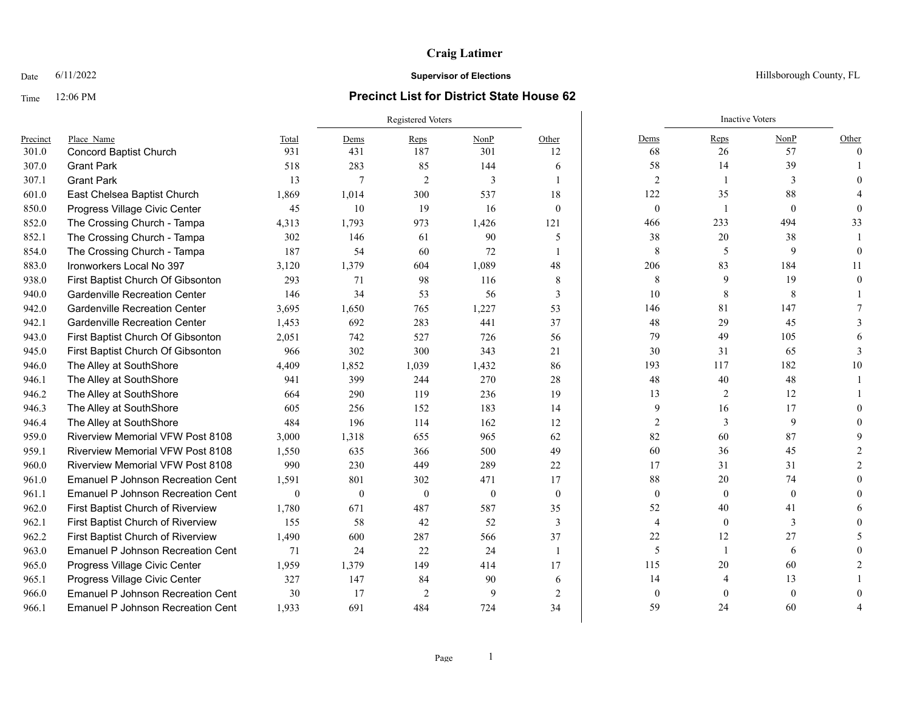**Craig Latimer**

Date 6/11/2022

**Supervisor of Elections**

Hillsborough County, FL

Time 12:06 PM

## Precinct List for District State House 62

| Precinct | Place Name | Total | Registered Voters | | | | Inactive Voters | | | |
|---|---|---|---|---|---|---|---|---|---|---|
| | | | Dems | Reps | NonP | Other | Dems | Reps | NonP | Other |
| 301.0 | Concord Baptist Church | 931 | 431 | 187 | 301 | 12 | 68 | 26 | 57 | 0 |
| 307.0 | Grant Park | 518 | 283 | 85 | 144 | 6 | 58 | 14 | 39 | 1 |
| 307.1 | Grant Park | 13 | 7 | 2 | 3 | 1 | 2 | 1 | 3 | 0 |
| 601.0 | East Chelsea Baptist Church | 1,869 | 1,014 | 300 | 537 | 18 | 122 | 35 | 88 | 4 |
| 850.0 | Progress Village Civic Center | 45 | 10 | 19 | 16 | 0 | 0 | 1 | 0 | 0 |
| 852.0 | The Crossing Church - Tampa | 4,313 | 1,793 | 973 | 1,426 | 121 | 466 | 233 | 494 | 33 |
| 852.1 | The Crossing Church - Tampa | 302 | 146 | 61 | 90 | 5 | 38 | 20 | 38 | 1 |
| 854.0 | The Crossing Church - Tampa | 187 | 54 | 60 | 72 | 1 | 8 | 5 | 9 | 0 |
| 883.0 | Ironworkers Local No 397 | 3,120 | 1,379 | 604 | 1,089 | 48 | 206 | 83 | 184 | 11 |
| 938.0 | First Baptist Church Of Gibsonton | 293 | 71 | 98 | 116 | 8 | 8 | 9 | 19 | 0 |
| 940.0 | Gardenville Recreation Center | 146 | 34 | 53 | 56 | 3 | 10 | 8 | 8 | 1 |
| 942.0 | Gardenville Recreation Center | 3,695 | 1,650 | 765 | 1,227 | 53 | 146 | 81 | 147 | 7 |
| 942.1 | Gardenville Recreation Center | 1,453 | 692 | 283 | 441 | 37 | 48 | 29 | 45 | 3 |
| 943.0 | First Baptist Church Of Gibsonton | 2,051 | 742 | 527 | 726 | 56 | 79 | 49 | 105 | 6 |
| 945.0 | First Baptist Church Of Gibsonton | 966 | 302 | 300 | 343 | 21 | 30 | 31 | 65 | 3 |
| 946.0 | The Alley at SouthShore | 4,409 | 1,852 | 1,039 | 1,432 | 86 | 193 | 117 | 182 | 10 |
| 946.1 | The Alley at SouthShore | 941 | 399 | 244 | 270 | 28 | 48 | 40 | 48 | 1 |
| 946.2 | The Alley at SouthShore | 664 | 290 | 119 | 236 | 19 | 13 | 2 | 12 | 1 |
| 946.3 | The Alley at SouthShore | 605 | 256 | 152 | 183 | 14 | 9 | 16 | 17 | 0 |
| 946.4 | The Alley at SouthShore | 484 | 196 | 114 | 162 | 12 | 2 | 3 | 9 | 0 |
| 959.0 | Riverview Memorial VFW Post 8108 | 3,000 | 1,318 | 655 | 965 | 62 | 82 | 60 | 87 | 9 |
| 959.1 | Riverview Memorial VFW Post 8108 | 1,550 | 635 | 366 | 500 | 49 | 60 | 36 | 45 | 2 |
| 960.0 | Riverview Memorial VFW Post 8108 | 990 | 230 | 449 | 289 | 22 | 17 | 31 | 31 | 2 |
| 961.0 | Emanuel P Johnson Recreation Cent | 1,591 | 801 | 302 | 471 | 17 | 88 | 20 | 74 | 0 |
| 961.1 | Emanuel P Johnson Recreation Cent | 0 | 0 | 0 | 0 | 0 | 0 | 0 | 0 | 0 |
| 962.0 | First Baptist Church of Riverview | 1,780 | 671 | 487 | 587 | 35 | 52 | 40 | 41 | 6 |
| 962.1 | First Baptist Church of Riverview | 155 | 58 | 42 | 52 | 3 | 4 | 0 | 3 | 0 |
| 962.2 | First Baptist Church of Riverview | 1,490 | 600 | 287 | 566 | 37 | 22 | 12 | 27 | 5 |
| 963.0 | Emanuel P Johnson Recreation Cent | 71 | 24 | 22 | 24 | 1 | 5 | 1 | 6 | 0 |
| 965.0 | Progress Village Civic Center | 1,959 | 1,379 | 149 | 414 | 17 | 115 | 20 | 60 | 2 |
| 965.1 | Progress Village Civic Center | 327 | 147 | 84 | 90 | 6 | 14 | 4 | 13 | 1 |
| 966.0 | Emanuel P Johnson Recreation Cent | 30 | 17 | 2 | 9 | 2 | 0 | 0 | 0 | 0 |
| 966.1 | Emanuel P Johnson Recreation Cent | 1,933 | 691 | 484 | 724 | 34 | 59 | 24 | 60 | 4 |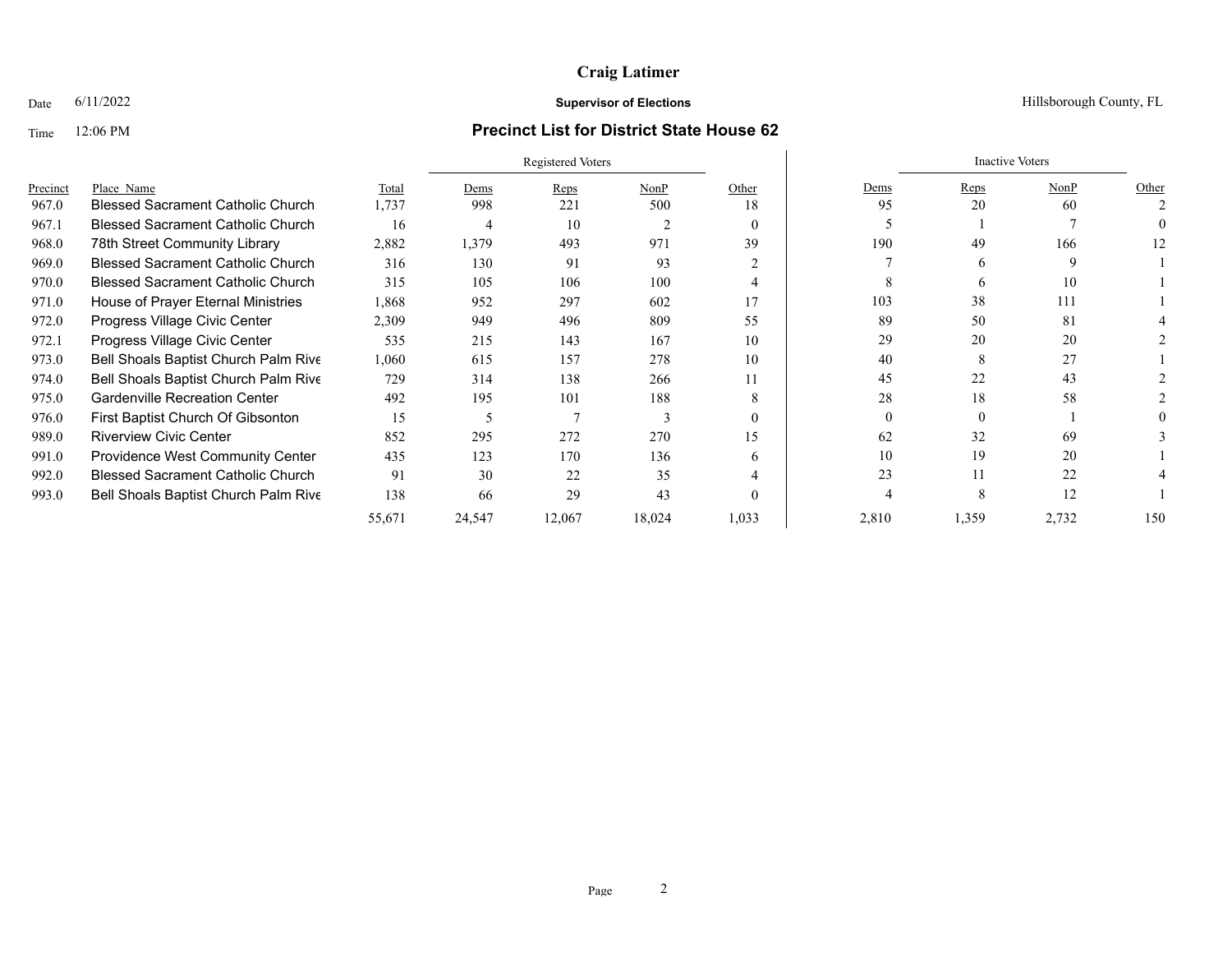# Craig Latimer

Date 6/11/2022 **Supervisor of Elections** Hillsborough County, FL

Time 12:06 PM **Precinct List for District State House 62**

| | | | Registered Voters | | | | Inactive Voters | | | |
|---|---|---|---|---|---|---|---|---|---|---|
| Precinct | Place Name | Total | Dems | Reps | NonP | Other | Dems | Reps | NonP | Other |
| 967.0 | Blessed Sacrament Catholic Church | 1,737 | 998 | 221 | 500 | 18 | 95 | 20 | 60 | 2 |
| 967.1 | Blessed Sacrament Catholic Church | 16 | 4 | 10 | 2 | 0 | 5 | 1 | 7 | 0 |
| 968.0 | 78th Street Community Library | 2,882 | 1,379 | 493 | 971 | 39 | 190 | 49 | 166 | 12 |
| 969.0 | Blessed Sacrament Catholic Church | 316 | 130 | 91 | 93 | 2 | 7 | 6 | 9 | 1 |
| 970.0 | Blessed Sacrament Catholic Church | 315 | 105 | 106 | 100 | 4 | 8 | 6 | 10 | 1 |
| 971.0 | House of Prayer Eternal Ministries | 1,868 | 952 | 297 | 602 | 17 | 103 | 38 | 111 | 1 |
| 972.0 | Progress Village Civic Center | 2,309 | 949 | 496 | 809 | 55 | 89 | 50 | 81 | 4 |
| 972.1 | Progress Village Civic Center | 535 | 215 | 143 | 167 | 10 | 29 | 20 | 20 | 2 |
| 973.0 | Bell Shoals Baptist Church Palm Rive | 1,060 | 615 | 157 | 278 | 10 | 40 | 8 | 27 | 1 |
| 974.0 | Bell Shoals Baptist Church Palm Rive | 729 | 314 | 138 | 266 | 11 | 45 | 22 | 43 | 2 |
| 975.0 | Gardenville Recreation Center | 492 | 195 | 101 | 188 | 8 | 28 | 18 | 58 | 2 |
| 976.0 | First Baptist Church Of Gibsonton | 15 | 5 | 7 | 3 | 0 | 0 | 0 | 1 | 0 |
| 989.0 | Riverview Civic Center | 852 | 295 | 272 | 270 | 15 | 62 | 32 | 69 | 3 |
| 991.0 | Providence West Community Center | 435 | 123 | 170 | 136 | 6 | 10 | 19 | 20 | 1 |
| 992.0 | Blessed Sacrament Catholic Church | 91 | 30 | 22 | 35 | 4 | 23 | 11 | 22 | 4 |
| 993.0 | Bell Shoals Baptist Church Palm Rive | 138 | 66 | 29 | 43 | 0 | 4 | 8 | 12 | 1 |
| | | 55,671 | 24,547 | 12,067 | 18,024 | 1,033 | 2,810 | 1,359 | 2,732 | 150 |